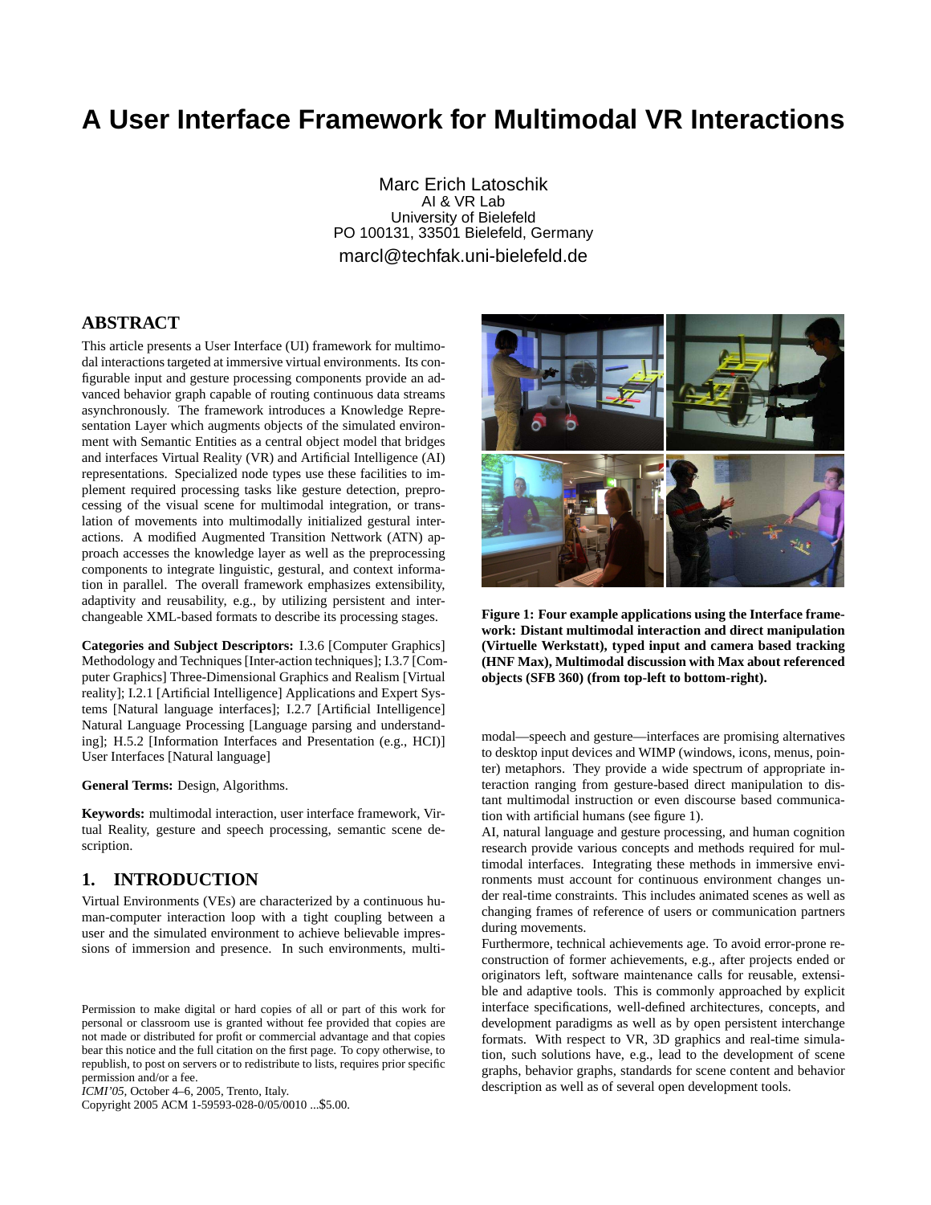# A User Interface Framework for Multimodal VR Interactions

Marc Erich Latoschik
AI & VR Lab
University of Bielefeld
PO 100131, 33501 Bielefeld, Germany
marcl@techfak.uni-bielefeld.de

## ABSTRACT

This article presents a User Interface (UI) framework for multimodal interactions targeted at immersive virtual environments. Its configurable input and gesture processing components provide an advanced behavior graph capable of routing continuous data streams asynchronously. The framework introduces a Knowledge Representation Layer which augments objects of the simulated environment with Semantic Entities as a central object model that bridges and interfaces Virtual Reality (VR) and Artificial Intelligence (AI) representations. Specialized node types use these facilities to implement required processing tasks like gesture detection, preprocessing of the visual scene for multimodal integration, or translation of movements into multimodally initialized gestural interactions. A modified Augmented Transition Nettwork (ATN) approach accesses the knowledge layer as well as the preprocessing components to integrate linguistic, gestural, and context information in parallel. The overall framework emphasizes extensibility, adaptivity and reusability, e.g., by utilizing persistent and interchangeable XML-based formats to describe its processing stages.

**Categories and Subject Descriptors:** I.3.6 [Computer Graphics] Methodology and Techniques [Inter-action techniques]; I.3.7 [Computer Graphics] Three-Dimensional Graphics and Realism [Virtual reality]; I.2.1 [Artificial Intelligence] Applications and Expert Systems [Natural language interfaces]; I.2.7 [Artificial Intelligence] Natural Language Processing [Language parsing and understanding]; H.5.2 [Information Interfaces and Presentation (e.g., HCI)] User Interfaces [Natural language]

**General Terms:** Design, Algorithms.

**Keywords:** multimodal interaction, user interface framework, Virtual Reality, gesture and speech processing, semantic scene description.

**Figure 1: Four example applications using the Interface framework: Distant multimodal interaction and direct manipulation (Virtuelle Werkstatt), typed input and camera based tracking (HNF Max), Multimodal discussion with Max about referenced objects (SFB 360) (from top-left to bottom-right).**

## 1. INTRODUCTION

Virtual Environments (VEs) are characterized by a continuous human-computer interaction loop with a tight coupling between a user and the simulated environment to achieve believable impressions of immersion and presence. In such environments, multimodal—speech and gesture—interfaces are promising alternatives to desktop input devices and WIMP (windows, icons, menus, pointer) metaphors. They provide a wide spectrum of appropriate interaction ranging from gesture-based direct manipulation to distant multimodal instruction or even discourse based communication with artificial humans (see figure 1).

AI, natural language and gesture processing, and human cognition research provide various concepts and methods required for multimodal interfaces. Integrating these methods in immersive environments must account for continuous environment changes under real-time constraints. This includes animated scenes as well as changing frames of reference of users or communication partners during movements.

Furthermore, technical achievements age. To avoid error-prone reconstruction of former achievements, e.g., after projects ended or originators left, software maintenance calls for reusable, extensible and adaptive tools. This is commonly approached by explicit interface specifications, well-defined architectures, concepts, and development paradigms as well as by open persistent interchange formats. With respect to VR, 3D graphics and real-time simulation, such solutions have, e.g., lead to the development of scene graphs, behavior graphs, standards for scene content and behavior description as well as of several open development tools.

Permission to make digital or hard copies of all or part of this work for personal or classroom use is granted without fee provided that copies are not made or distributed for profit or commercial advantage and that copies bear this notice and the full citation on the first page. To copy otherwise, to republish, to post on servers or to redistribute to lists, requires prior specific permission and/or a fee.
*ICMI'05,* October 4–6, 2005, Trento, Italy.
Copyright 2005 ACM 1-59593-028-0/05/0010 ...$5.00.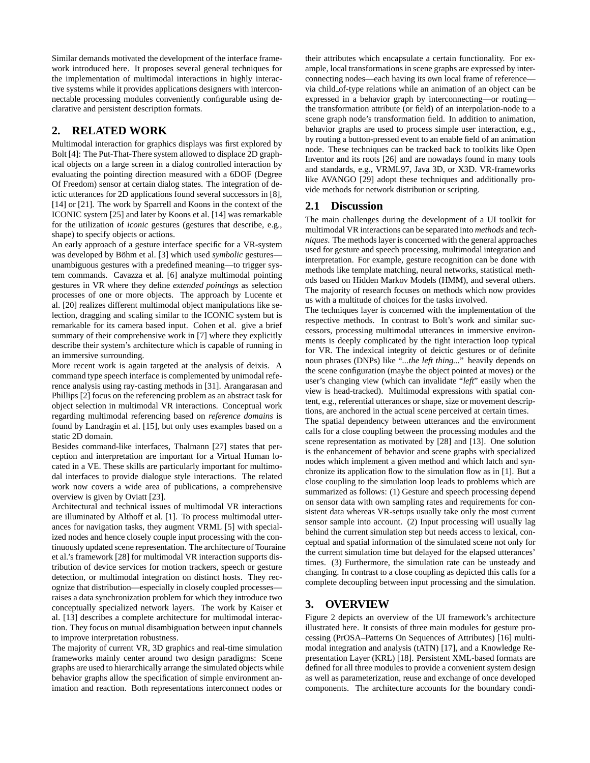Similar demands motivated the development of the interface framework introduced here. It proposes several general techniques for the implementation of multimodal interactions in highly interactive systems while it provides applications designers with interconnectable processing modules conveniently configurable using declarative and persistent description formats.

## 2. RELATED WORK

Multimodal interaction for graphics displays was first explored by Bolt [4]: The Put-That-There system allowed to displace 2D graphical objects on a large screen in a dialog controlled interaction by evaluating the pointing direction measured with a 6DOF (Degree Of Freedom) sensor at certain dialog states. The integration of deictic utterances for 2D applications found several successors in [8], [14] or [21]. The work by Sparrell and Koons in the context of the ICONIC system [25] and later by Koons et al. [14] was remarkable for the utilization of *iconic* gestures (gestures that describe, e.g., shape) to specify objects or actions.

An early approach of a gesture interface specific for a VR-system was developed by Böhm et al. [3] which used *symbolic* gestures—unambiguous gestures with a predefined meaning—to trigger system commands. Cavazza et al. [6] analyze multimodal pointing gestures in VR where they define *extended pointings* as selection processes of one or more objects. The approach by Lucente et al. [20] realizes different multimodal object manipulations like selection, dragging and scaling similar to the ICONIC system but is remarkable for its camera based input. Cohen et al. give a brief summary of their comprehensive work in [7] where they explicitly describe their system's architecture which is capable of running in an immersive surrounding.

More recent work is again targeted at the analysis of deixis. A command type speech interface is complemented by unimodal reference analysis using ray-casting methods in [31]. Arangarasan and Phillips [2] focus on the referencing problem as an abstract task for object selection in multimodal VR interactions. Conceptual work regarding multimodal referencing based on *reference domains* is found by Landragin et al. [15], but only uses examples based on a static 2D domain.

Besides command-like interfaces, Thalmann [27] states that perception and interpretation are important for a Virtual Human located in a VE. These skills are particularly important for multimodal interfaces to provide dialogue style interactions. The related work now covers a wide area of publications, a comprehensive overview is given by Oviatt [23].

Architectural and technical issues of multimodal VR interactions are illuminated by Althoff et al. [1]. To process multimodal utterances for navigation tasks, they augment VRML [5] with specialized nodes and hence closely couple input processing with the continuously updated scene representation. The architecture of Touraine et al.'s framework [28] for multimodal VR interaction supports distribution of device services for motion trackers, speech or gesture detection, or multimodal integration on distinct hosts. They recognize that distribution—especially in closely coupled processes—raises a data synchronization problem for which they introduce two conceptually specialized network layers. The work by Kaiser et al. [13] describes a complete architecture for multimodal interaction. They focus on mutual disambiguation between input channels to improve interpretation robustness.

The majority of current VR, 3D graphics and real-time simulation frameworks mainly center around two design paradigms: Scene graphs are used to hierarchically arrange the simulated objects while behavior graphs allow the specification of simple environment animation and reaction. Both representations interconnect nodes or their attributes which encapsulate a certain functionality. For example, local transformations in scene graphs are expressed by interconnecting nodes—each having its own local frame of reference—via child_of-type relations while an animation of an object can be expressed in a behavior graph by interconnecting—or routing—the transformation attribute (or field) of an interpolation-node to a scene graph node's transformation field. In addition to animation, behavior graphs are used to process simple user interaction, e.g., by routing a button-pressed event to an enable field of an animation node. These techniques can be tracked back to toolkits like Open Inventor and its roots [26] and are nowadays found in many tools and standards, e.g., VRML97, Java 3D, or X3D. VR-frameworks like AVANGO [29] adopt these techniques and additionally provide methods for network distribution or scripting.

### 2.1 Discussion

The main challenges during the development of a UI toolkit for multimodal VR interactions can be separated into *methods* and *techniques*. The methods layer is concerned with the general approaches used for gesture and speech processing, multimodal integration and interpretation. For example, gesture recognition can be done with methods like template matching, neural networks, statistical methods based on Hidden Markov Models (HMM), and several others. The majority of research focuses on methods which now provides us with a multitude of choices for the tasks involved.

The techniques layer is concerned with the implementation of the respective methods. In contrast to Bolt's work and similar successors, processing multimodal utterances in immersive environments is deeply complicated by the tight interaction loop typical for VR. The indexical integrity of deictic gestures or of definite noun phrases (DNPs) like "*...the left thing...*" heavily depends on the scene configuration (maybe the object pointed at moves) or the user's changing view (which can invalidate "*left*" easily when the view is head-tracked). Multimodal expressions with spatial content, e.g., referential utterances or shape, size or movement descriptions, are anchored in the actual scene perceived at certain times.

The spatial dependency between utterances and the environment calls for a close coupling between the processing modules and the scene representation as motivated by [28] and [13]. One solution is the enhancement of behavior and scene graphs with specialized nodes which implement a given method and which latch and synchronize its application flow to the simulation flow as in [1]. But a close coupling to the simulation loop leads to problems which are summarized as follows: (1) Gesture and speech processing depend on sensor data with own sampling rates and requirements for consistent data whereas VR-setups usually take only the most current sensor sample into account. (2) Input processing will usually lag behind the current simulation step but needs access to lexical, conceptual and spatial information of the simulated scene not only for the current simulation time but delayed for the elapsed utterances' times. (3) Furthermore, the simulation rate can be unsteady and changing. In contrast to a close coupling as depicted this calls for a complete decoupling between input processing and the simulation.

## 3. OVERVIEW

Figure 2 depicts an overview of the UI framework's architecture illustrated here. It consists of three main modules for gesture processing (PrOSA–Patterns On Sequences of Attributes) [16] multimodal integration and analysis (tATN) [17], and a Knowledge Representation Layer (KRL) [18]. Persistent XML-based formats are defined for all three modules to provide a convenient system design as well as parameterization, reuse and exchange of once developed components. The architecture accounts for the boundary condi-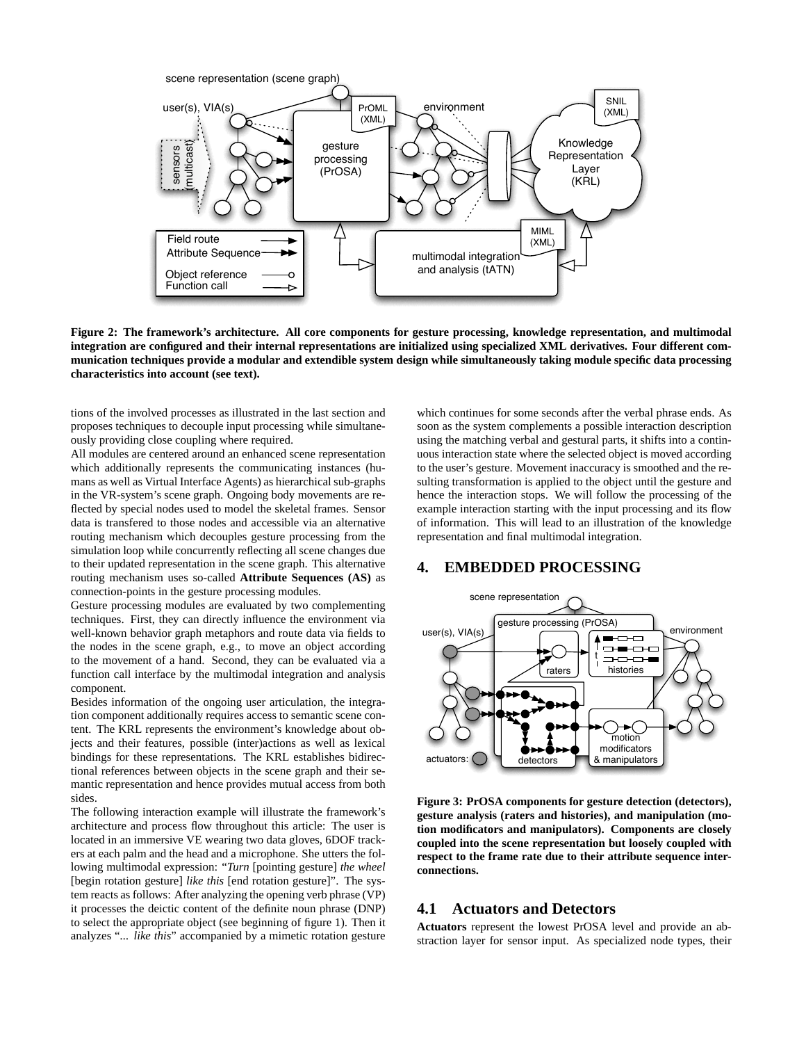**Figure 2: The framework's architecture. All core components for gesture processing, knowledge representation, and multimodal integration are configured and their internal representations are initialized using specialized XML derivatives. Four different communication techniques provide a modular and extendible system design while simultaneously taking module specific data processing characteristics into account (see text).**

tions of the involved processes as illustrated in the last section and proposes techniques to decouple input processing while simultaneously providing close coupling where required.

All modules are centered around an enhanced scene representation which additionally represents the communicating instances (humans as well as Virtual Interface Agents) as hierarchical sub-graphs in the VR-system's scene graph. Ongoing body movements are reflected by special nodes used to model the skeletal frames. Sensor data is transfered to those nodes and accessible via an alternative routing mechanism which decouples gesture processing from the simulation loop while concurrently reflecting all scene changes due to their updated representation in the scene graph. This alternative routing mechanism uses so-called **Attribute Sequences (AS)** as connection-points in the gesture processing modules.

Gesture processing modules are evaluated by two complementing techniques. First, they can directly influence the environment via well-known behavior graph metaphors and route data via fields to the nodes in the scene graph, e.g., to move an object according to the movement of a hand. Second, they can be evaluated via a function call interface by the multimodal integration and analysis component.

Besides information of the ongoing user articulation, the integration component additionally requires access to semantic scene content. The KRL represents the environment's knowledge about objects and their features, possible (inter)actions as well as lexical bindings for these representations. The KRL establishes bidirectional references between objects in the scene graph and their semantic representation and hence provides mutual access from both sides.

The following interaction example will illustrate the framework's architecture and process flow throughout this article: The user is located in an immersive VE wearing two data gloves, 6DOF trackers at each palm and the head and a microphone. She utters the following multimodal expression: "*Turn* [pointing gesture] *the wheel* [begin rotation gesture] *like this* [end rotation gesture]". The system reacts as follows: After analyzing the opening verb phrase (VP) it processes the deictic content of the definite noun phrase (DNP) to select the appropriate object (see beginning of figure 1). Then it analyzes "*... like this*" accompanied by a mimetic rotation gesture which continues for some seconds after the verbal phrase ends. As soon as the system complements a possible interaction description using the matching verbal and gestural parts, it shifts into a continuous interaction state where the selected object is moved according to the user's gesture. Movement inaccuracy is smoothed and the resulting transformation is applied to the object until the gesture and hence the interaction stops. We will follow the processing of the example interaction starting with the input processing and its flow of information. This will lead to an illustration of the knowledge representation and final multimodal integration.

## 4. EMBEDDED PROCESSING

**Figure 3: PrOSA components for gesture detection (detectors), gesture analysis (raters and histories), and manipulation (motion modificators and manipulators). Components are closely coupled into the scene representation but loosely coupled with respect to the frame rate due to their attribute sequence interconnections.**

### 4.1 Actuators and Detectors

**Actuators** represent the lowest PrOSA level and provide an abstraction layer for sensor input. As specialized node types, their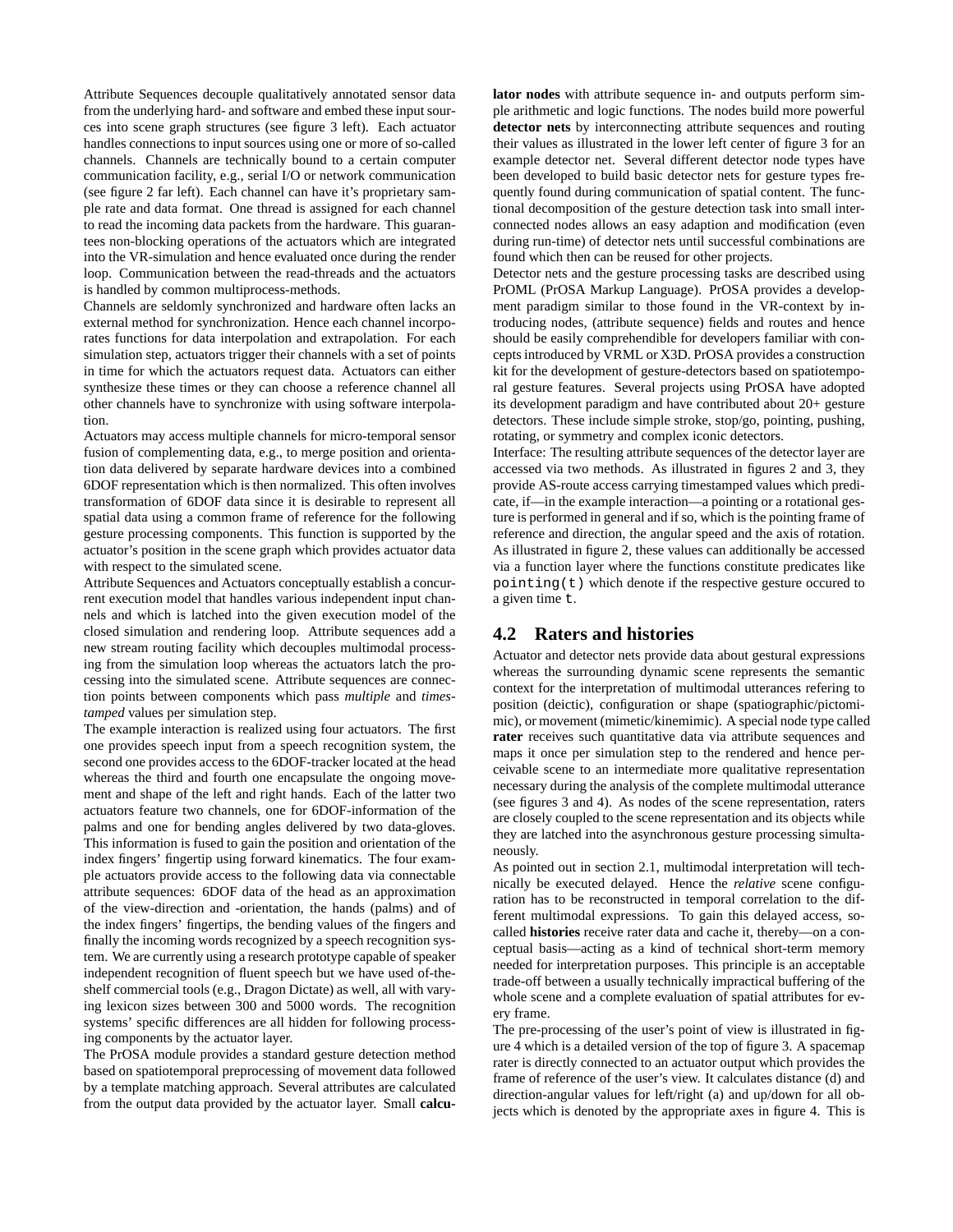Attribute Sequences decouple qualitatively annotated sensor data from the underlying hard- and software and embed these input sources into scene graph structures (see figure 3 left). Each actuator handles connections to input sources using one or more of so-called channels. Channels are technically bound to a certain computer communication facility, e.g., serial I/O or network communication (see figure 2 far left). Each channel can have it's proprietary sample rate and data format. One thread is assigned for each channel to read the incoming data packets from the hardware. This guarantees non-blocking operations of the actuators which are integrated into the VR-simulation and hence evaluated once during the render loop. Communication between the read-threads and the actuators is handled by common multiprocess-methods.

Channels are seldomly synchronized and hardware often lacks an external method for synchronization. Hence each channel incorporates functions for data interpolation and extrapolation. For each simulation step, actuators trigger their channels with a set of points in time for which the actuators request data. Actuators can either synthesize these times or they can choose a reference channel all other channels have to synchronize with using software interpolation.

Actuators may access multiple channels for micro-temporal sensor fusion of complementing data, e.g., to merge position and orientation data delivered by separate hardware devices into a combined 6DOF representation which is then normalized. This often involves transformation of 6DOF data since it is desirable to represent all spatial data using a common frame of reference for the following gesture processing components. This function is supported by the actuator's position in the scene graph which provides actuator data with respect to the simulated scene.

Attribute Sequences and Actuators conceptually establish a concurrent execution model that handles various independent input channels and which is latched into the given execution model of the closed simulation and rendering loop. Attribute sequences add a new stream routing facility which decouples multimodal processing from the simulation loop whereas the actuators latch the processing into the simulated scene. Attribute sequences are connection points between components which pass *multiple* and *timestamped* values per simulation step.

The example interaction is realized using four actuators. The first one provides speech input from a speech recognition system, the second one provides access to the 6DOF-tracker located at the head whereas the third and fourth one encapsulate the ongoing movement and shape of the left and right hands. Each of the latter two actuators feature two channels, one for 6DOF-information of the palms and one for bending angles delivered by two data-gloves. This information is fused to gain the position and orientation of the index fingers' fingertip using forward kinematics. The four example actuators provide access to the following data via connectable attribute sequences: 6DOF data of the head as an approximation of the view-direction and -orientation, the hands (palms) and of the index fingers' fingertips, the bending values of the fingers and finally the incoming words recognized by a speech recognition system. We are currently using a research prototype capable of speaker independent recognition of fluent speech but we have used of-the-shelf commercial tools (e.g., Dragon Dictate) as well, all with varying lexicon sizes between 300 and 5000 words. The recognition systems' specific differences are all hidden for following processing components by the actuator layer.

The PrOSA module provides a standard gesture detection method based on spatiotemporal preprocessing of movement data followed by a template matching approach. Several attributes are calculated from the output data provided by the actuator layer. Small **calculator nodes** with attribute sequence in- and outputs perform simple arithmetic and logic functions. The nodes build more powerful **detector nets** by interconnecting attribute sequences and routing their values as illustrated in the lower left center of figure 3 for an example detector net. Several different detector node types have been developed to build basic detector nets for gesture types frequently found during communication of spatial content. The functional decomposition of the gesture detection task into small interconnected nodes allows an easy adaption and modification (even during run-time) of detector nets until successful combinations are found which then can be reused for other projects.

Detector nets and the gesture processing tasks are described using PrOML (PrOSA Markup Language). PrOSA provides a development paradigm similar to those found in the VR-context by introducing nodes, (attribute sequence) fields and routes and hence should be easily comprehendible for developers familiar with concepts introduced by VRML or X3D. PrOSA provides a construction kit for the development of gesture-detectors based on spatiotemporal gesture features. Several projects using PrOSA have adopted its development paradigm and have contributed about 20+ gesture detectors. These include simple stroke, stop/go, pointing, pushing, rotating, or symmetry and complex iconic detectors.

Interface: The resulting attribute sequences of the detector layer are accessed via two methods. As illustrated in figures 2 and 3, they provide AS-route access carrying timestamped values which predicate, if—in the example interaction—a pointing or a rotational gesture is performed in general and if so, which is the pointing frame of reference and direction, the angular speed and the axis of rotation. As illustrated in figure 2, these values can additionally be accessed via a function layer where the functions constitute predicates like `pointing(t)` which denote if the respective gesture occured to a given time `t`.

## 4.2 Raters and histories

Actuator and detector nets provide data about gestural expressions whereas the surrounding dynamic scene represents the semantic context for the interpretation of multimodal utterances refering to position (deictic), configuration or shape (spatiographic/pictomimic), or movement (mimetic/kinemimic). A special node type called **rater** receives such quantitative data via attribute sequences and maps it once per simulation step to the rendered and hence perceivable scene to an intermediate more qualitative representation necessary during the analysis of the complete multimodal utterance (see figures 3 and 4). As nodes of the scene representation, raters are closely coupled to the scene representation and its objects while they are latched into the asynchronous gesture processing simultaneously.

As pointed out in section 2.1, multimodal interpretation will technically be executed delayed. Hence the *relative* scene configuration has to be reconstructed in temporal correlation to the different multimodal expressions. To gain this delayed access, so-called **histories** receive rater data and cache it, thereby—on a conceptual basis—acting as a kind of technical short-term memory needed for interpretation purposes. This principle is an acceptable trade-off between a usually technically impractical buffering of the whole scene and a complete evaluation of spatial attributes for every frame.

The pre-processing of the user's point of view is illustrated in figure 4 which is a detailed version of the top of figure 3. A spacemap rater is directly connected to an actuator output which provides the frame of reference of the user's view. It calculates distance (d) and direction-angular values for left/right (a) and up/down for all objects which is denoted by the appropriate axes in figure 4. This is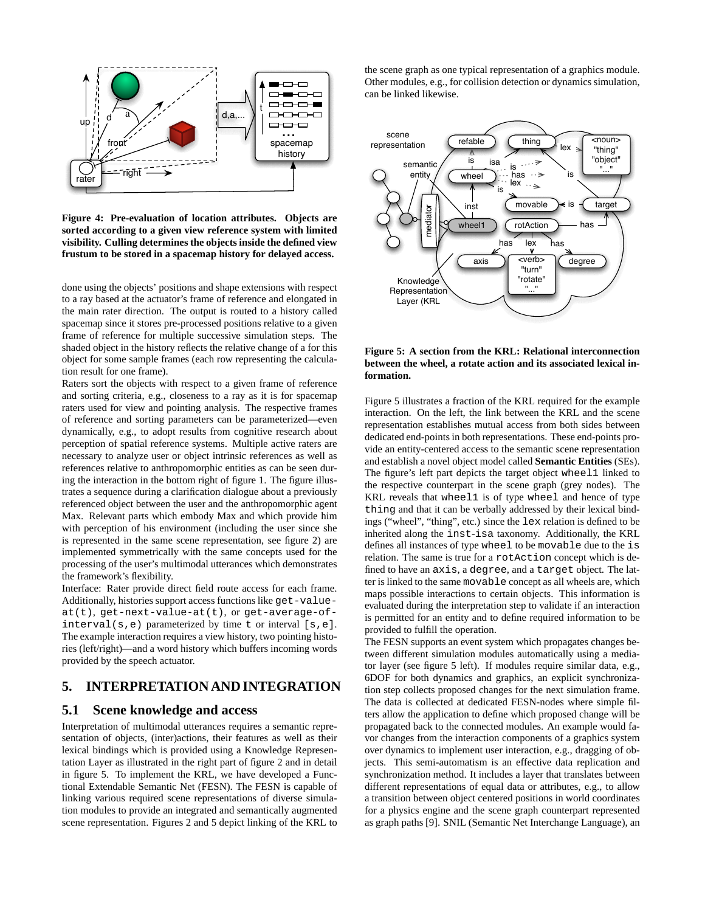**Figure 4: Pre-evaluation of location attributes. Objects are sorted according to a given view reference system with limited visibility. Culling determines the objects inside the defined view frustum to be stored in a spacemap history for delayed access.**

done using the objects' positions and shape extensions with respect to a ray based at the actuator's frame of reference and elongated in the main rater direction. The output is routed to a history called spacemap since it stores pre-processed positions relative to a given frame of reference for multiple successive simulation steps. The shaded object in the history reflects the relative change of a for this object for some sample frames (each row representing the calculation result for one frame).

Raters sort the objects with respect to a given frame of reference and sorting criteria, e.g., closeness to a ray as it is for spacemap raters used for view and pointing analysis. The respective frames of reference and sorting parameters can be parameterized—even dynamically, e.g., to adopt results from cognitive research about perception of spatial reference systems. Multiple active raters are necessary to analyze user or object intrinsic references as well as references relative to anthropomorphic entities as can be seen during the interaction in the bottom right of figure 1. The figure illustrates a sequence during a clarification dialogue about a previously referenced object between the user and the anthropomorphic agent Max. Relevant parts which embody Max and which provide him with perception of his environment (including the user since she is represented in the same scene representation, see figure 2) are implemented symmetrically with the same concepts used for the processing of the user's multimodal utterances which demonstrates the framework's flexibility.

Interface: Rater provide direct field route access for each frame. Additionally, histories support access functions like `get-value-at(t)`, `get-next-value-at(t)`, or `get-average-of-interval(s,e)` parameterized by time `t` or interval `[s,e]`. The example interaction requires a view history, two pointing histories (left/right)—and a word history which buffers incoming words provided by the speech actuator.

## 5. INTERPRETATION AND INTEGRATION

### 5.1 Scene knowledge and access

Interpretation of multimodal utterances requires a semantic representation of objects, (inter)actions, their features as well as their lexical bindings which is provided using a Knowledge Representation Layer as illustrated in the right part of figure 2 and in detail in figure 5. To implement the KRL, we have developed a Functional Extendable Semantic Net (FESN). The FESN is capable of linking various required scene representations of diverse simulation modules to provide an integrated and semantically augmented scene representation. Figures 2 and 5 depict linking of the KRL to the scene graph as one typical representation of a graphics module. Other modules, e.g., for collision detection or dynamics simulation, can be linked likewise.

**Figure 5: A section from the KRL: Relational interconnection between the wheel, a rotate action and its associated lexical information.**

Figure 5 illustrates a fraction of the KRL required for the example interaction. On the left, the link between the KRL and the scene representation establishes mutual access from both sides between dedicated end-points in both representations. These end-points provide an entity-centered access to the semantic scene representation and establish a novel object model called **Semantic Entities** (SEs). The figure's left part depicts the target object `wheel1` linked to the respective counterpart in the scene graph (grey nodes). The KRL reveals that `wheel1` is of type `wheel` and hence of type `thing` and that it can be verbally addressed by their lexical bindings ("wheel", "thing", etc.) since the `lex` relation is defined to be inherited along the `inst-isa` taxonomy. Additionally, the KRL defines all instances of type `wheel` to be `movable` due to the `is` relation. The same is true for a `rotAction` concept which is defined to have an `axis`, a `degree`, and a `target` object. The latter is linked to the same `movable` concept as all wheels are, which maps possible interactions to certain objects. This information is evaluated during the interpretation step to validate if an interaction is permitted for an entity and to define required information to be provided to fulfill the operation.

The FESN supports an event system which propagates changes between different simulation modules automatically using a mediator layer (see figure 5 left). If modules require similar data, e.g., 6DOF for both dynamics and graphics, an explicit synchronization step collects proposed changes for the next simulation frame. The data is collected at dedicated FESN-nodes where simple filters allow the application to define which proposed change will be propagated back to the connected modules. An example would favor changes from the interaction components of a graphics system over dynamics to implement user interaction, e.g., dragging of objects. This semi-automatism is an effective data replication and synchronization method. It includes a layer that translates between different representations of equal data or attributes, e.g., to allow a transition between object centered positions in world coordinates for a physics engine and the scene graph counterpart represented as graph paths [9]. SNIL (Semantic Net Interchange Language), an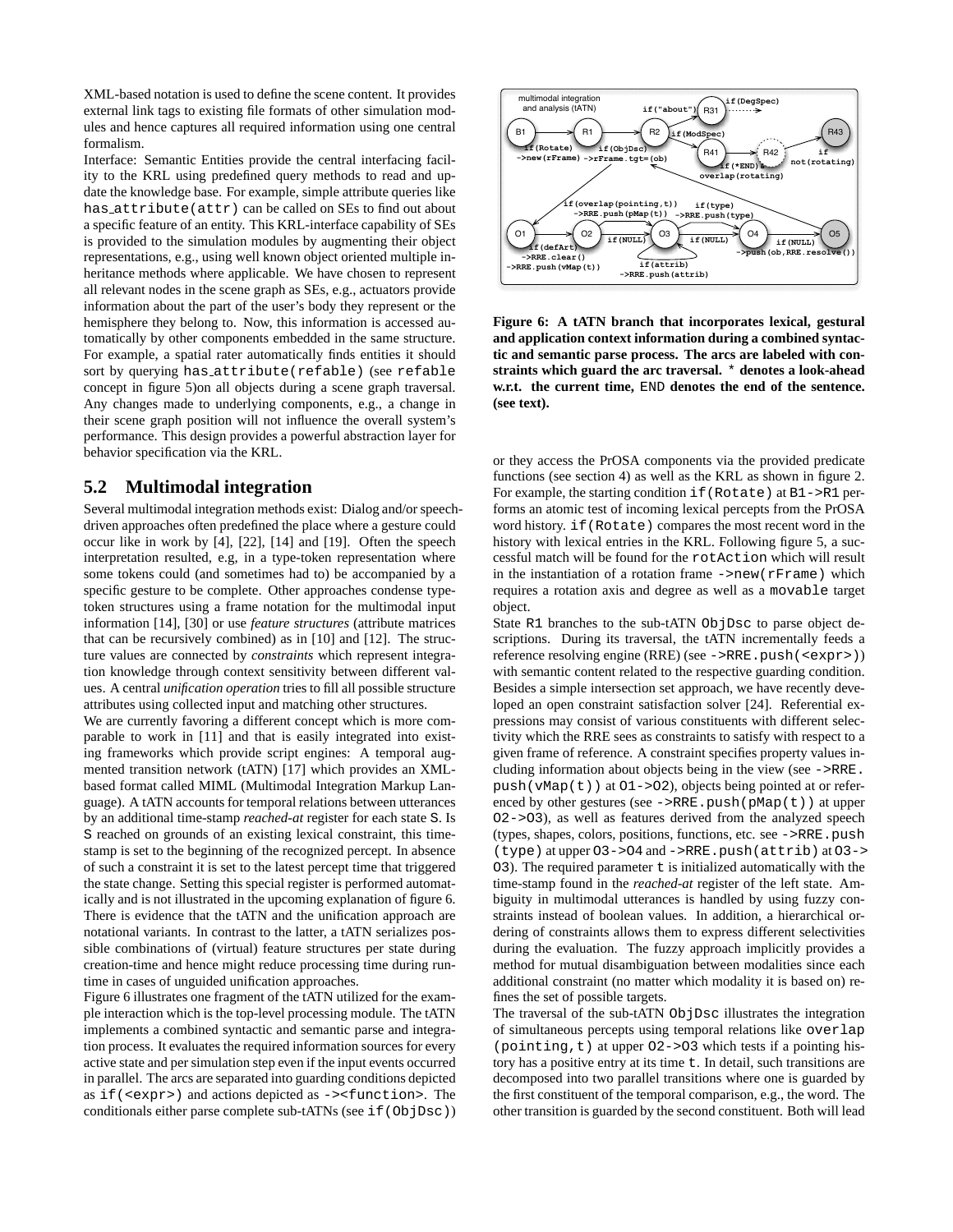XML-based notation is used to define the scene content. It provides external link tags to existing file formats of other simulation modules and hence captures all required information using one central formalism.

Interface: Semantic Entities provide the central interfacing facility to the KRL using predefined query methods to read and update the knowledge base. For example, simple attribute queries like `has_attribute(attr)` can be called on SEs to find out about a specific feature of an entity. This KRL-interface capability of SEs is provided to the simulation modules by augmenting their object representations, e.g., using well known object oriented multiple inheritance methods where applicable. We have chosen to represent all relevant nodes in the scene graph as SEs, e.g., actuators provide information about the part of the user's body they represent or the hemisphere they belong to. Now, this information is accessed automatically by other components embedded in the same structure. For example, a spatial rater automatically finds entities it should sort by querying `has_attribute(refable)` (see `refable` concept in figure 5)on all objects during a scene graph traversal. Any changes made to underlying components, e.g., a change in their scene graph position will not influence the overall system's performance. This design provides a powerful abstraction layer for behavior specification via the KRL.

## 5.2 Multimodal integration

Several multimodal integration methods exist: Dialog and/or speech-driven approaches often predefined the place where a gesture could occur like in work by [4], [22], [14] and [19]. Often the speech interpretation resulted, e.g, in a type-token representation where some tokens could (and sometimes had to) be accompanied by a specific gesture to be complete. Other approaches condense type-token structures using a frame notation for the multimodal input information [14], [30] or use *feature structures* (attribute matrices that can be recursively combined) as in [10] and [12]. The structure values are connected by *constraints* which represent integration knowledge through context sensitivity between different values. A central *unification operation* tries to fill all possible structure attributes using collected input and matching other structures.

We are currently favoring a different concept which is more comparable to work in [11] and that is easily integrated into existing frameworks which provide script engines: A temporal augmented transition network (tATN) [17] which provides an XML-based format called MIML (Multimodal Integration Markup Language). A tATN accounts for temporal relations between utterances by an additional time-stamp *reached-at* register for each state `S`. Is `S` reached on grounds of an existing lexical constraint, this time-stamp is set to the beginning of the recognized percept. In absence of such a constraint it is set to the latest percept time that triggered the state change. Setting this special register is performed automatically and is not illustrated in the upcoming explanation of figure 6. There is evidence that the tATN and the unification approach are notational variants. In contrast to the latter, a tATN serializes possible combinations of (virtual) feature structures per state during creation-time and hence might reduce processing time during runtime in cases of unguided unification approaches.

Figure 6 illustrates one fragment of the tATN utilized for the example interaction which is the top-level processing module. The tATN implements a combined syntactic and semantic parse and integration process. It evaluates the required information sources for every active state and per simulation step even if the input events occurred in parallel. The arcs are separated into guarding conditions depicted as `if(<expr>)` and actions depicted as `-><function>`. The conditionals either parse complete sub-tATNs (see `if(ObjDsc)`)

**Figure 6: A tATN branch that incorporates lexical, gestural and application context information during a combined syntactic and semantic parse process. The arcs are labeled with constraints which guard the arc traversal. * denotes a look-ahead w.r.t. the current time, `END` denotes the end of the sentence. (see text).**

or they access the PrOSA components via the provided predicate functions (see section 4) as well as the KRL as shown in figure 2. For example, the starting condition `if(Rotate)` at `B1->R1` performs an atomic test of incoming lexical percepts from the PrOSA word history. `if(Rotate)` compares the most recent word in the history with lexical entries in the KRL. Following figure 5, a successful match will be found for the `rotAction` which will result in the instantiation of a rotation frame `->new(rFrame)` which requires a rotation axis and degree as well as a `movable` target object.

State `R1` branches to the sub-tATN `ObjDsc` to parse object descriptions. During its traversal, the tATN incrementally feeds a reference resolving engine (RRE) (see `->RRE.push(<expr>)`) with semantic content related to the respective guarding condition. Besides a simple intersection set approach, we have recently developed an open constraint satisfaction solver [24]. Referential expressions may consist of various constituents with different selectivity which the RRE sees as constraints to satisfy with respect to a given frame of reference. A constraint specifies property values including information about objects being in the view (see `->RRE.push(vMap(t))` at `O1->O2`), objects being pointed at or referenced by other gestures (see `->RRE.push(pMap(t))` at upper `O2->O3`), as well as features derived from the analyzed speech (types, shapes, colors, positions, functions, etc. see `->RRE.push(type)` at upper `O3->O4` and `->RRE.push(attrib)` at `O3->O3`). The required parameter `t` is initialized automatically with the time-stamp found in the *reached-at* register of the left state. Ambiguity in multimodal utterances is handled by using fuzzy constraints instead of boolean values. In addition, a hierarchical ordering of constraints allows them to express different selectivities during the evaluation. The fuzzy approach implicitly provides a method for mutual disambiguation between modalities since each additional constraint (no matter which modality it is based on) refines the set of possible targets.

The traversal of the sub-tATN `ObjDsc` illustrates the integration of simultaneous percepts using temporal relations like `overlap(pointing,t)` at upper `O2->O3` which tests if a pointing history has a positive entry at its time `t`. In detail, such transitions are decomposed into two parallel transitions where one is guarded by the first constituent of the temporal comparison, e.g., the word. The other transition is guarded by the second constituent. Both will lead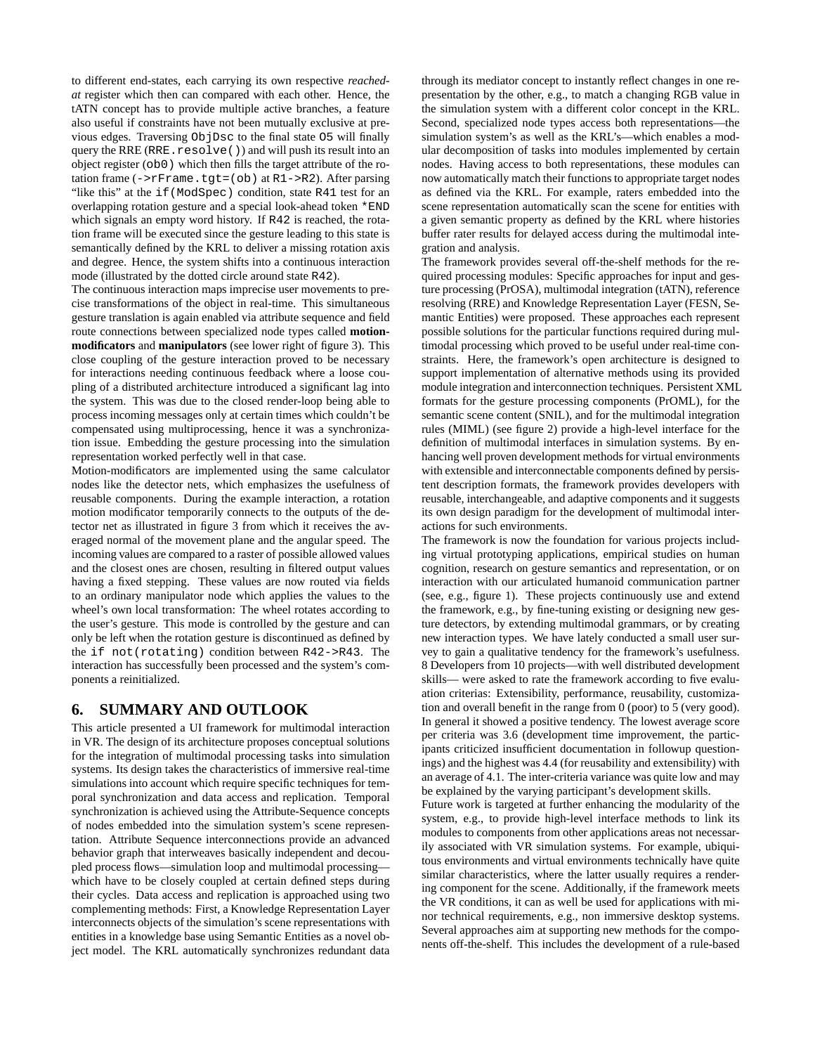to different end-states, each carrying its own respective *reached-at* register which then can compared with each other. Hence, the tATN concept has to provide multiple active branches, a feature also useful if constraints have not been mutually exclusive at previous edges. Traversing `ObjDsc` to the final state `O5` will finally query the RRE (`RRE.resolve()`) and will push its result into an object register (`ob0`) which then fills the target attribute of the rotation frame (`->rFrame.tgt=(ob)` at `R1->R2`). After parsing "like this" at the `if(ModSpec)` condition, state `R41` test for an overlapping rotation gesture and a special look-ahead token `*END` which signals an empty word history. If `R42` is reached, the rotation frame will be executed since the gesture leading to this state is semantically defined by the KRL to deliver a missing rotation axis and degree. Hence, the system shifts into a continuous interaction mode (illustrated by the dotted circle around state `R42`).

The continuous interaction maps imprecise user movements to precise transformations of the object in real-time. This simultaneous gesture translation is again enabled via attribute sequence and field route connections between specialized node types called **motion-modificators** and **manipulators** (see lower right of figure 3). This close coupling of the gesture interaction proved to be necessary for interactions needing continuous feedback where a loose coupling of a distributed architecture introduced a significant lag into the system. This was due to the closed render-loop being able to process incoming messages only at certain times which couldn't be compensated using multiprocessing, hence it was a synchronization issue. Embedding the gesture processing into the simulation representation worked perfectly well in that case.

Motion-modificators are implemented using the same calculator nodes like the detector nets, which emphasizes the usefulness of reusable components. During the example interaction, a rotation motion modificator temporarily connects to the outputs of the detector net as illustrated in figure 3 from which it receives the averaged normal of the movement plane and the angular speed. The incoming values are compared to a raster of possible allowed values and the closest ones are chosen, resulting in filtered output values having a fixed stepping. These values are now routed via fields to an ordinary manipulator node which applies the values to the wheel's own local transformation: The wheel rotates according to the user's gesture. This mode is controlled by the gesture and can only be left when the rotation gesture is discontinued as defined by the `if not(rotating)` condition between `R42->R43`. The interaction has successfully been processed and the system's components a reinitialized.

## 6. SUMMARY AND OUTLOOK

This article presented a UI framework for multimodal interaction in VR. The design of its architecture proposes conceptual solutions for the integration of multimodal processing tasks into simulation systems. Its design takes the characteristics of immersive real-time simulations into account which require specific techniques for temporal synchronization and data access and replication. Temporal synchronization is achieved using the Attribute-Sequence concepts of nodes embedded into the simulation system's scene representation. Attribute Sequence interconnections provide an advanced behavior graph that interweaves basically independent and decoupled process flows—simulation loop and multimodal processing—which have to be closely coupled at certain defined steps during their cycles. Data access and replication is approached using two complementing methods: First, a Knowledge Representation Layer interconnects objects of the simulation's scene representations with entities in a knowledge base using Semantic Entities as a novel object model. The KRL automatically synchronizes redundant data through its mediator concept to instantly reflect changes in one representation by the other, e.g., to match a changing RGB value in the simulation system with a different color concept in the KRL. Second, specialized node types access both representations—the simulation system's as well as the KRL's—which enables a modular decomposition of tasks into modules implemented by certain nodes. Having access to both representations, these modules can now automatically match their functions to appropriate target nodes as defined via the KRL. For example, raters embedded into the scene representation automatically scan the scene for entities with a given semantic property as defined by the KRL where histories buffer rater results for delayed access during the multimodal integration and analysis.

The framework provides several off-the-shelf methods for the required processing modules: Specific approaches for input and gesture processing (PrOSA), multimodal integration (tATN), reference resolving (RRE) and Knowledge Representation Layer (FESN, Semantic Entities) were proposed. These approaches each represent possible solutions for the particular functions required during multimodal processing which proved to be useful under real-time constraints. Here, the framework's open architecture is designed to support implementation of alternative methods using its provided module integration and interconnection techniques. Persistent XML formats for the gesture processing components (PrOML), for the semantic scene content (SNIL), and for the multimodal integration rules (MIML) (see figure 2) provide a high-level interface for the definition of multimodal interfaces in simulation systems. By enhancing well proven development methods for virtual environments with extensible and interconnectable components defined by persistent description formats, the framework provides developers with reusable, interchangeable, and adaptive components and it suggests its own design paradigm for the development of multimodal interactions for such environments.

The framework is now the foundation for various projects including virtual prototyping applications, empirical studies on human cognition, research on gesture semantics and representation, or on interaction with our articulated humanoid communication partner (see, e.g., figure 1). These projects continuously use and extend the framework, e.g., by fine-tuning existing or designing new gesture detectors, by extending multimodal grammars, or by creating new interaction types. We have lately conducted a small user survey to gain a qualitative tendency for the framework's usefulness. 8 Developers from 10 projects—with well distributed development skills— were asked to rate the framework according to five evaluation criterias: Extensibility, performance, reusability, customization and overall benefit in the range from 0 (poor) to 5 (very good). In general it showed a positive tendency. The lowest average score per criteria was 3.6 (development time improvement, the participants criticized insufficient documentation in followup questionings) and the highest was 4.4 (for reusability and extensibility) with an average of 4.1. The inter-criteria variance was quite low and may be explained by the varying participant's development skills.

Future work is targeted at further enhancing the modularity of the system, e.g., to provide high-level interface methods to link its modules to components from other applications areas not necessarily associated with VR simulation systems. For example, ubiquitous environments and virtual environments technically have quite similar characteristics, where the latter usually requires a rendering component for the scene. Additionally, if the framework meets the VR conditions, it can as well be used for applications with minor technical requirements, e.g., non immersive desktop systems. Several approaches aim at supporting new methods for the components off-the-shelf. This includes the development of a rule-based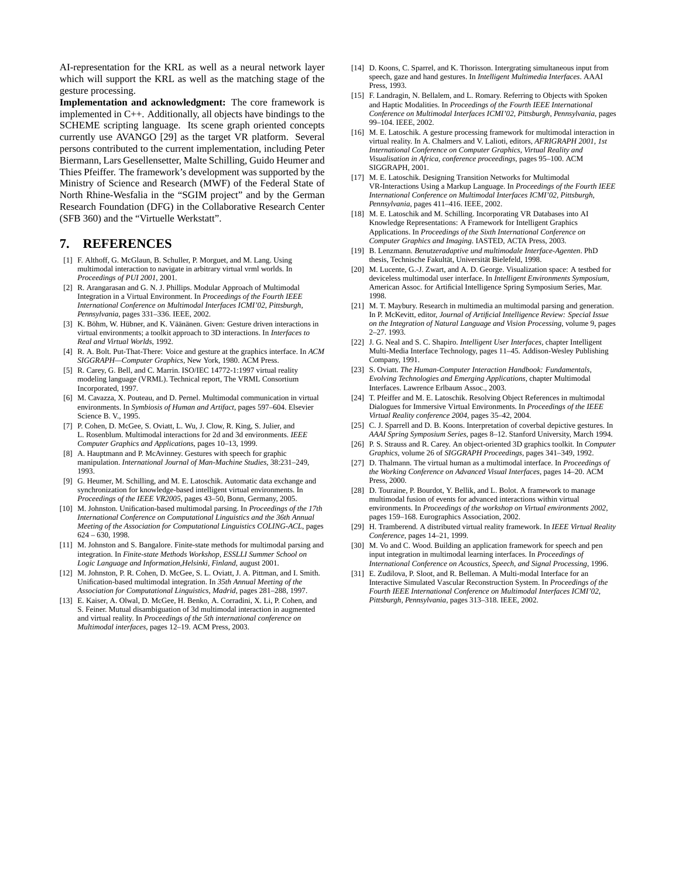AI-representation for the KRL as well as a neural network layer which will support the KRL as well as the matching stage of the gesture processing.

**Implementation and acknowledgment:** The core framework is implemented in C++. Additionally, all objects have bindings to the SCHEME scripting language. Its scene graph oriented concepts currently use AVANGO [29] as the target VR platform. Several persons contributed to the current implementation, including Peter Biermann, Lars Gesellensetter, Malte Schilling, Guido Heumer and Thies Pfeiffer. The framework's development was supported by the Ministry of Science and Research (MWF) of the Federal State of North Rhine-Wesfalia in the "SGIM project" and by the German Research Foundation (DFG) in the Collaborative Research Center (SFB 360) and the "Virtuelle Werkstatt".

## 7. REFERENCES

[1] F. Althoff, G. McGlaun, B. Schuller, P. Morguet, and M. Lang. Using multimodal interaction to navigate in arbitrary virtual vrml worlds. In *Proceedings of PUI 2001*, 2001.

[2] R. Arangarasan and G. N. J. Phillips. Modular Approach of Multimodal Integration in a Virtual Environment. In *Proceedings of the Fourth IEEE International Conference on Multimodal Interfaces ICMI'02, Pittsburgh, Pennsylvania*, pages 331–336. IEEE, 2002.

[3] K. Böhm, W. Hübner, and K. Väänänen. Given: Gesture driven interactions in virtual environments; a toolkit approach to 3D interactions. In *Interfaces to Real and Virtual Worlds*, 1992.

[4] R. A. Bolt. Put-That-There: Voice and gesture at the graphics interface. In *ACM SIGGRAPH—Computer Graphics*, New York, 1980. ACM Press.

[5] R. Carey, G. Bell, and C. Marrin. ISO/IEC 14772-1:1997 virtual reality modeling language (VRML). Technical report, The VRML Consortium Incorporated, 1997.

[6] M. Cavazza, X. Pouteau, and D. Pernel. Multimodal communication in virtual environments. In *Symbiosis of Human and Artifact*, pages 597–604. Elsevier Science B. V., 1995.

[7] P. Cohen, D. McGee, S. Oviatt, L. Wu, J. Clow, R. King, S. Julier, and L. Rosenblum. Multimodal interactions for 2d and 3d environments. *IEEE Computer Graphics and Applications*, pages 10–13, 1999.

[8] A. Hauptmann and P. McAvinney. Gestures with speech for graphic manipulation. *International Journal of Man-Machine Studies*, 38:231–249, 1993.

[9] G. Heumer, M. Schilling, and M. E. Latoschik. Automatic data exchange and synchronization for knowledge-based intelligent virtual environments. In *Proceedings of the IEEE VR2005*, pages 43–50, Bonn, Germany, 2005.

[10] M. Johnston. Unification-based multimodal parsing. In *Proceedings of the 17th International Conference on Computational Linguistics and the 36th Annual Meeting of the Association for Computational Linguistics COLING-ACL*, pages 624 – 630, 1998.

[11] M. Johnston and S. Bangalore. Finite-state methods for multimodal parsing and integration. In *Finite-state Methods Workshop, ESSLLI Summer School on Logic Language and Information,Helsinki, Finland*, august 2001.

[12] M. Johnston, P. R. Cohen, D. McGee, S. L. Oviatt, J. A. Pittman, and I. Smith. Unification-based multimodal integration. In *35th Annual Meeting of the Association for Computational Linguistics, Madrid*, pages 281–288, 1997.

[13] E. Kaiser, A. Olwal, D. McGee, H. Benko, A. Corradini, X. Li, P. Cohen, and S. Feiner. Mutual disambiguation of 3d multimodal interaction in augmented and virtual reality. In *Proceedings of the 5th international conference on Multimodal interfaces*, pages 12–19. ACM Press, 2003.

[14] D. Koons, C. Sparrel, and K. Thorisson. Intergrating simultaneous input from speech, gaze and hand gestures. In *Intelligent Multimedia Interfaces*. AAAI Press, 1993.

[15] F. Landragin, N. Bellalem, and L. Romary. Referring to Objects with Spoken and Haptic Modalities. In *Proceedings of the Fourth IEEE International Conference on Multimodal Interfaces ICMI'02, Pittsburgh, Pennsylvania*, pages 99–104. IEEE, 2002.

[16] M. E. Latoschik. A gesture processing framework for multimodal interaction in virtual reality. In A. Chalmers and V. Lalioti, editors, *AFRIGRAPH 2001, 1st International Conference on Computer Graphics, Virtual Reality and Visualisation in Africa, conference proceedings*, pages 95–100. ACM SIGGRAPH, 2001.

[17] M. E. Latoschik. Designing Transition Networks for Multimodal VR-Interactions Using a Markup Language. In *Proceedings of the Fourth IEEE International Conference on Multimodal Interfaces ICMI'02, Pittsburgh, Pennsylvania*, pages 411–416. IEEE, 2002.

[18] M. E. Latoschik and M. Schilling. Incorporating VR Databases into AI Knowledge Representations: A Framework for Intelligent Graphics Applications. In *Proceedings of the Sixth International Conference on Computer Graphics and Imaging*. IASTED, ACTA Press, 2003.

[19] B. Lenzmann. *Benutzeradaptive und multimodale Interface-Agenten*. PhD thesis, Technische Fakultät, Universität Bielefeld, 1998.

[20] M. Lucente, G.-J. Zwart, and A. D. George. Visualization space: A testbed for deviceless multimodal user interface. In *Intelligent Environments Symposium*, American Assoc. for Artificial Intelligence Spring Symposium Series, Mar. 1998.

[21] M. T. Maybury. Research in multimedia an multimodal parsing and generation. In P. McKevitt, editor, *Journal of Artificial Intelligence Review: Special Issue on the Integration of Natural Language and Vision Processing*, volume 9, pages 2–27. 1993.

[22] J. G. Neal and S. C. Shapiro. *Intelligent User Interfaces*, chapter Intelligent Multi-Media Interface Technology, pages 11–45. Addison-Wesley Publishing Company, 1991.

[23] S. Oviatt. *The Human-Computer Interaction Handbook: Fundamentals, Evolving Technologies and Emerging Applications*, chapter Multimodal Interfaces. Lawrence Erlbaum Assoc., 2003.

[24] T. Pfeiffer and M. E. Latoschik. Resolving Object References in multimodal Dialogues for Immersive Virtual Environments. In *Proceedings of the IEEE Virtual Reality conference 2004*, pages 35–42, 2004.

[25] C. J. Sparrell and D. B. Koons. Interpretation of coverbal depictive gestures. In *AAAI Spring Symposium Series*, pages 8–12. Stanford University, March 1994.

[26] P. S. Strauss and R. Carey. An object-oriented 3D graphics toolkit. In *Computer Graphics*, volume 26 of *SIGGRAPH Proceedings*, pages 341–349, 1992.

[27] D. Thalmann. The virtual human as a multimodal interface. In *Proceedings of the Working Conference on Advanced Visual Interfaces*, pages 14–20. ACM Press, 2000.

[28] D. Touraine, P. Bourdot, Y. Bellik, and L. Bolot. A framework to manage multimodal fusion of events for advanced interactions within virtual environments. In *Proceedings of the workshop on Virtual environments 2002*, pages 159–168. Eurographics Association, 2002.

[29] H. Tramberend. A distributed virtual reality framework. In *IEEE Virtual Reality Conference*, pages 14–21, 1999.

[30] M. Vo and C. Wood. Building an application framework for speech and pen input integration in multimodal learning interfaces. In *Proceedings of International Conference on Acoustics, Speech, and Signal Processing*, 1996.

[31] E. Zudilova, P. Sloot, and R. Belleman. A Multi-modal Interface for an Interactive Simulated Vascular Reconstruction System. In *Proceedings of the Fourth IEEE International Conference on Multimodal Interfaces ICMI'02, Pittsburgh, Pennsylvania*, pages 313–318. IEEE, 2002.